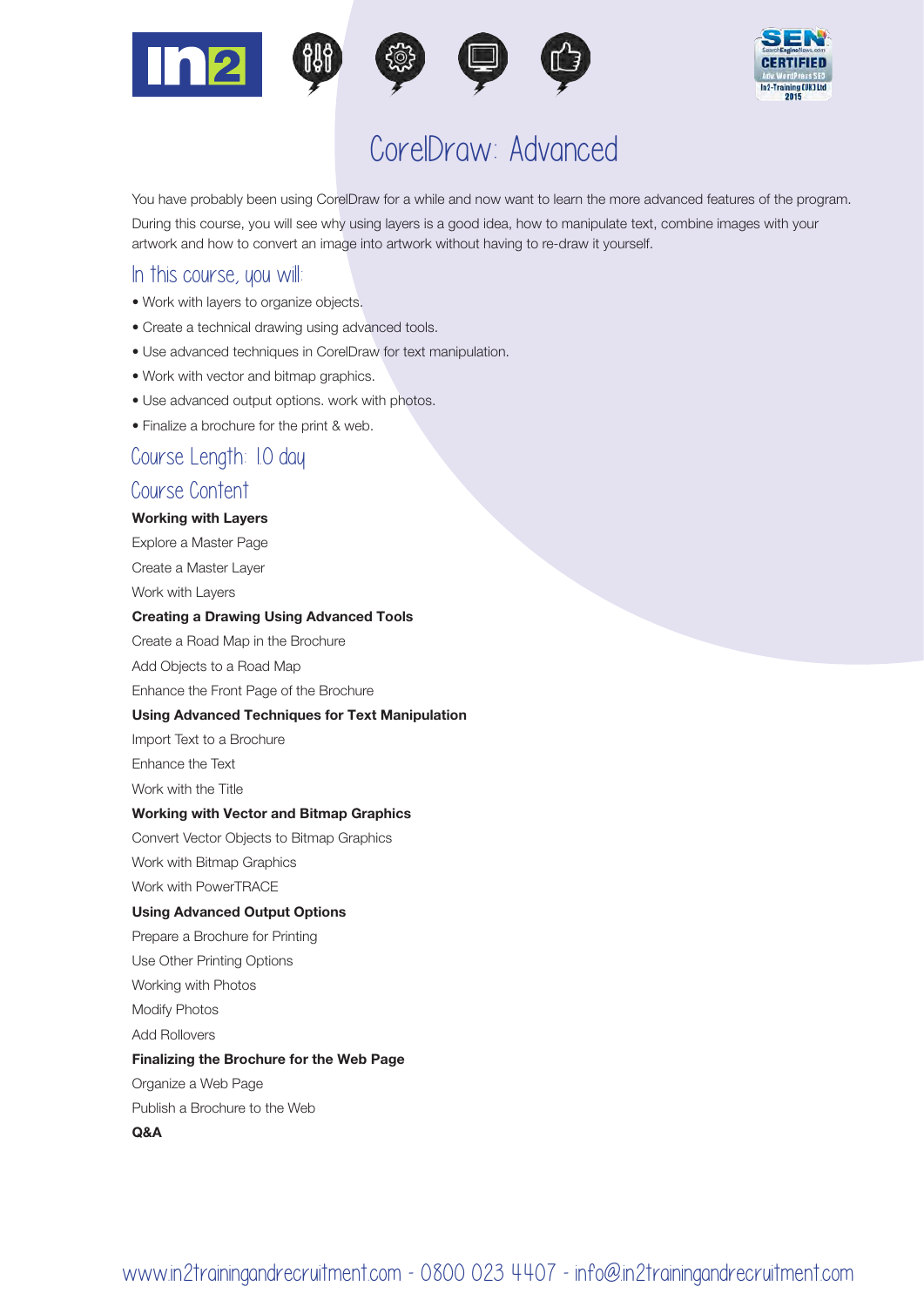# CorelDraw: Advanced

You have probably been using CorelDraw for a while and now want to learn the more advanced features of the program. During this course, you will see why using layers is a good idea, how to manipulate text, combine images with your artwork and how to convert an image into artwork without having to re-draw it yourself.

## In this course, you will:

- Work with layers to organize objects.
- Create a technical drawing using advanced tools.
- Use advanced techniques in CorelDraw for text manipulation.
- Work with vector and bitmap graphics.
- Use advanced output options. work with photos.
- Finalize a brochure for the print & web.

## Course Length: 10 day

## Course Content

**Working with Layers**

Explore a Master Page

Create a Master Layer

Work with Layers

**Creating a Drawing Using Advanced Tools**

Create a Road Map in the Brochure

Add Objects to a Road Map

Enhance the Front Page of the Brochure

**Using Advanced Techniques for Text Manipulation**

Import Text to a Brochure

Enhance the Text

Work with the Title

**Working with Vector and Bitmap Graphics**

Convert Vector Objects to Bitmap Graphics

Work with Bitmap Graphics

Work with PowerTRACE

**Using Advanced Output Options**

Prepare a Brochure for Printing

Use Other Printing Options

Working with Photos

Modify Photos

Add Rollovers

**Finalizing the Brochure for the Web Page**

Organize a Web Page

Publish a Brochure to the Web

**Q&A**

www.in2trainingandrecruitment.com - 0800 023 4407 - info@in2trainingandrecruitment.com